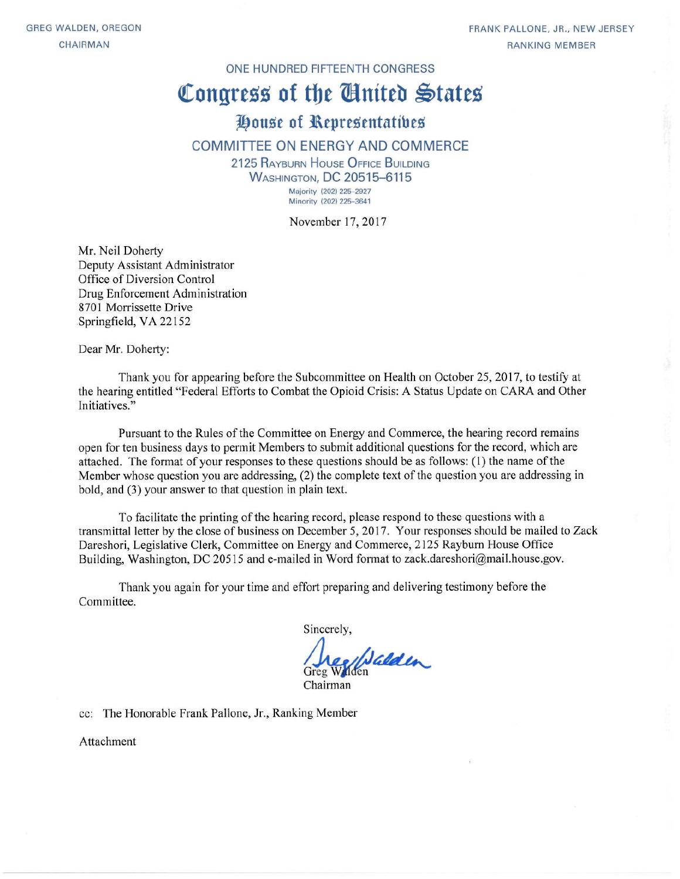GREG WALDEN, OREGON
CHAIRMAN

FRANK PALLONE, JR., NEW JERSEY
RANKING MEMBER

ONE HUNDRED FIFTEENTH CONGRESS

# Congress of the United States

## House of Representatives

### COMMITTEE ON ENERGY AND COMMERCE

2125 RAYBURN HOUSE OFFICE BUILDING
WASHINGTON, DC 20515–6115

Majority (202) 225-2927
Minority (202) 225-3641

November 17, 2017

Mr. Neil Doherty
Deputy Assistant Administrator
Office of Diversion Control
Drug Enforcement Administration
8701 Morrissette Drive
Springfield, VA 22152

Dear Mr. Doherty:

Thank you for appearing before the Subcommittee on Health on October 25, 2017, to testify at the hearing entitled "Federal Efforts to Combat the Opioid Crisis: A Status Update on CARA and Other Initiatives."

Pursuant to the Rules of the Committee on Energy and Commerce, the hearing record remains open for ten business days to permit Members to submit additional questions for the record, which are attached. The format of your responses to these questions should be as follows: (1) the name of the Member whose question you are addressing, (2) the complete text of the question you are addressing in bold, and (3) your answer to that question in plain text.

To facilitate the printing of the hearing record, please respond to these questions with a transmittal letter by the close of business on December 5, 2017. Your responses should be mailed to Zack Dareshori, Legislative Clerk, Committee on Energy and Commerce, 2125 Rayburn House Office Building, Washington, DC 20515 and e-mailed in Word format to zack.dareshori@mail.house.gov.

Thank you again for your time and effort preparing and delivering testimony before the Committee.

Sincerely,

Greg Walden
Chairman

cc: The Honorable Frank Pallone, Jr., Ranking Member

Attachment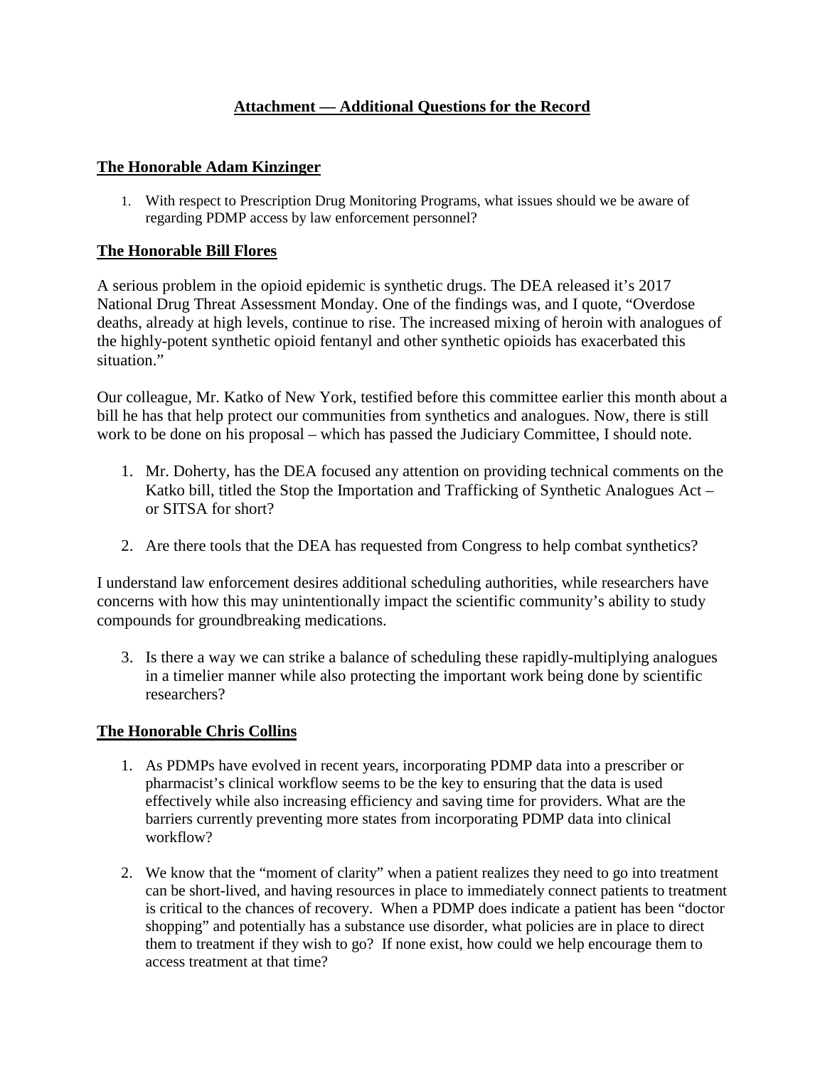# Attachment — Additional Questions for the Record

## The Honorable Adam Kinzinger

1. With respect to Prescription Drug Monitoring Programs, what issues should we be aware of regarding PDMP access by law enforcement personnel?

## The Honorable Bill Flores

A serious problem in the opioid epidemic is synthetic drugs. The DEA released it's 2017 National Drug Threat Assessment Monday. One of the findings was, and I quote, "Overdose deaths, already at high levels, continue to rise. The increased mixing of heroin with analogues of the highly-potent synthetic opioid fentanyl and other synthetic opioids has exacerbated this situation."

Our colleague, Mr. Katko of New York, testified before this committee earlier this month about a bill he has that help protect our communities from synthetics and analogues. Now, there is still work to be done on his proposal – which has passed the Judiciary Committee, I should note.

1. Mr. Doherty, has the DEA focused any attention on providing technical comments on the Katko bill, titled the Stop the Importation and Trafficking of Synthetic Analogues Act – or SITSA for short?

2. Are there tools that the DEA has requested from Congress to help combat synthetics?

I understand law enforcement desires additional scheduling authorities, while researchers have concerns with how this may unintentionally impact the scientific community's ability to study compounds for groundbreaking medications.

3. Is there a way we can strike a balance of scheduling these rapidly-multiplying analogues in a timelier manner while also protecting the important work being done by scientific researchers?

## The Honorable Chris Collins

1. As PDMPs have evolved in recent years, incorporating PDMP data into a prescriber or pharmacist's clinical workflow seems to be the key to ensuring that the data is used effectively while also increasing efficiency and saving time for providers. What are the barriers currently preventing more states from incorporating PDMP data into clinical workflow?

2. We know that the "moment of clarity" when a patient realizes they need to go into treatment can be short-lived, and having resources in place to immediately connect patients to treatment is critical to the chances of recovery. When a PDMP does indicate a patient has been "doctor shopping" and potentially has a substance use disorder, what policies are in place to direct them to treatment if they wish to go? If none exist, how could we help encourage them to access treatment at that time?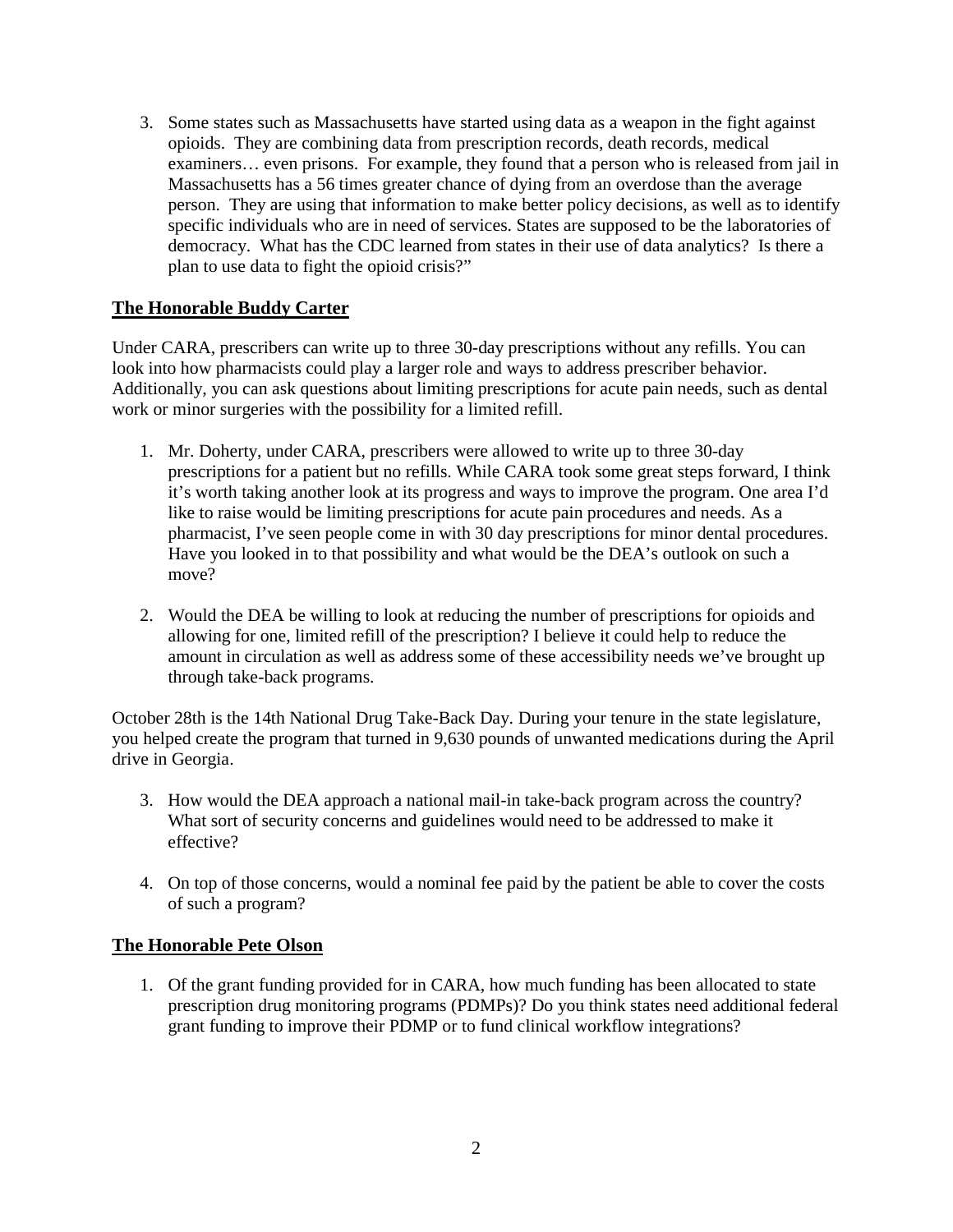3. Some states such as Massachusetts have started using data as a weapon in the fight against opioids. They are combining data from prescription records, death records, medical examiners… even prisons. For example, they found that a person who is released from jail in Massachusetts has a 56 times greater chance of dying from an overdose than the average person. They are using that information to make better policy decisions, as well as to identify specific individuals who are in need of services. States are supposed to be the laboratories of democracy. What has the CDC learned from states in their use of data analytics? Is there a plan to use data to fight the opioid crisis?"

## The Honorable Buddy Carter

Under CARA, prescribers can write up to three 30-day prescriptions without any refills. You can look into how pharmacists could play a larger role and ways to address prescriber behavior. Additionally, you can ask questions about limiting prescriptions for acute pain needs, such as dental work or minor surgeries with the possibility for a limited refill.

1. Mr. Doherty, under CARA, prescribers were allowed to write up to three 30-day prescriptions for a patient but no refills. While CARA took some great steps forward, I think it's worth taking another look at its progress and ways to improve the program. One area I'd like to raise would be limiting prescriptions for acute pain procedures and needs. As a pharmacist, I've seen people come in with 30 day prescriptions for minor dental procedures. Have you looked in to that possibility and what would be the DEA's outlook on such a move?

2. Would the DEA be willing to look at reducing the number of prescriptions for opioids and allowing for one, limited refill of the prescription? I believe it could help to reduce the amount in circulation as well as address some of these accessibility needs we've brought up through take-back programs.

October 28th is the 14th National Drug Take-Back Day. During your tenure in the state legislature, you helped create the program that turned in 9,630 pounds of unwanted medications during the April drive in Georgia.

3. How would the DEA approach a national mail-in take-back program across the country? What sort of security concerns and guidelines would need to be addressed to make it effective?

4. On top of those concerns, would a nominal fee paid by the patient be able to cover the costs of such a program?

## The Honorable Pete Olson

1. Of the grant funding provided for in CARA, how much funding has been allocated to state prescription drug monitoring programs (PDMPs)? Do you think states need additional federal grant funding to improve their PDMP or to fund clinical workflow integrations?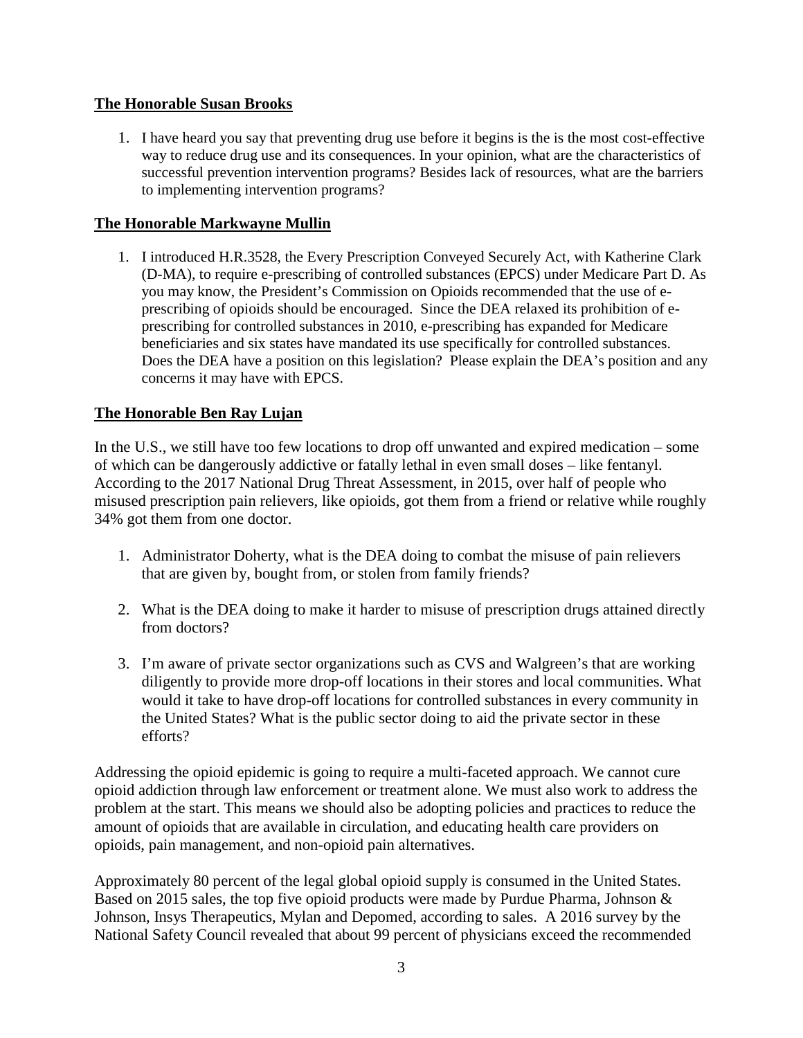**The Honorable Susan Brooks**

1. I have heard you say that preventing drug use before it begins is the is the most cost-effective way to reduce drug use and its consequences. In your opinion, what are the characteristics of successful prevention intervention programs? Besides lack of resources, what are the barriers to implementing intervention programs?

**The Honorable Markwayne Mullin**

1. I introduced H.R.3528, the Every Prescription Conveyed Securely Act, with Katherine Clark (D-MA), to require e-prescribing of controlled substances (EPCS) under Medicare Part D. As you may know, the President's Commission on Opioids recommended that the use of e-prescribing of opioids should be encouraged. Since the DEA relaxed its prohibition of e-prescribing for controlled substances in 2010, e-prescribing has expanded for Medicare beneficiaries and six states have mandated its use specifically for controlled substances. Does the DEA have a position on this legislation? Please explain the DEA's position and any concerns it may have with EPCS.

**The Honorable Ben Ray Lujan**

In the U.S., we still have too few locations to drop off unwanted and expired medication – some of which can be dangerously addictive or fatally lethal in even small doses – like fentanyl. According to the 2017 National Drug Threat Assessment, in 2015, over half of people who misused prescription pain relievers, like opioids, got them from a friend or relative while roughly 34% got them from one doctor.

1. Administrator Doherty, what is the DEA doing to combat the misuse of pain relievers that are given by, bought from, or stolen from family friends?

2. What is the DEA doing to make it harder to misuse of prescription drugs attained directly from doctors?

3. I'm aware of private sector organizations such as CVS and Walgreen's that are working diligently to provide more drop-off locations in their stores and local communities. What would it take to have drop-off locations for controlled substances in every community in the United States? What is the public sector doing to aid the private sector in these efforts?

Addressing the opioid epidemic is going to require a multi-faceted approach. We cannot cure opioid addiction through law enforcement or treatment alone. We must also work to address the problem at the start. This means we should also be adopting policies and practices to reduce the amount of opioids that are available in circulation, and educating health care providers on opioids, pain management, and non-opioid pain alternatives.

Approximately 80 percent of the legal global opioid supply is consumed in the United States. Based on 2015 sales, the top five opioid products were made by Purdue Pharma, Johnson & Johnson, Insys Therapeutics, Mylan and Depomed, according to sales. A 2016 survey by the National Safety Council revealed that about 99 percent of physicians exceed the recommended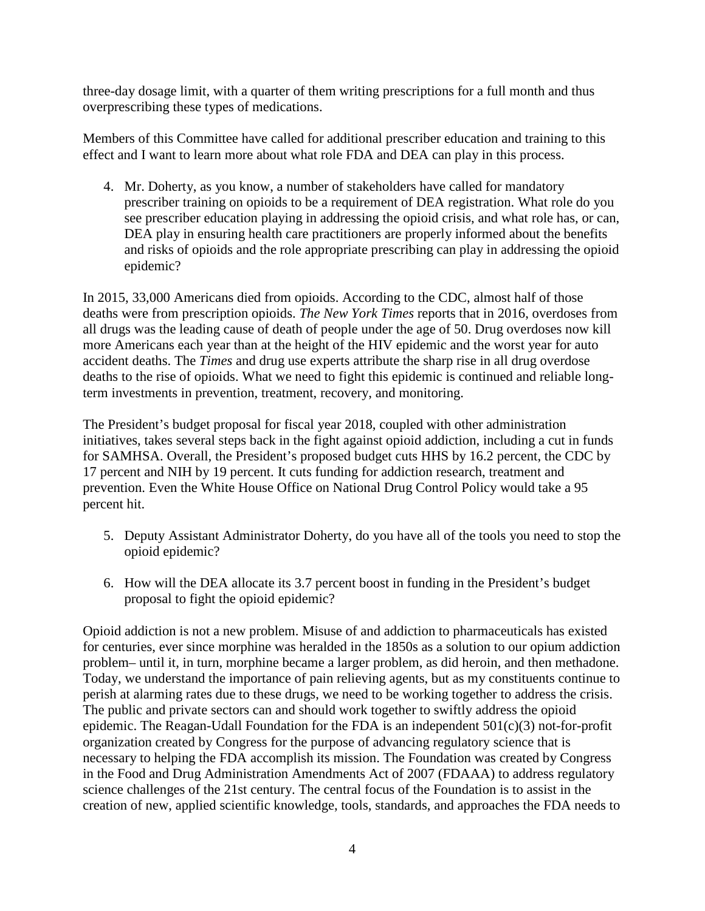three-day dosage limit, with a quarter of them writing prescriptions for a full month and thus overprescribing these types of medications.

Members of this Committee have called for additional prescriber education and training to this effect and I want to learn more about what role FDA and DEA can play in this process.

4. Mr. Doherty, as you know, a number of stakeholders have called for mandatory prescriber training on opioids to be a requirement of DEA registration. What role do you see prescriber education playing in addressing the opioid crisis, and what role has, or can, DEA play in ensuring health care practitioners are properly informed about the benefits and risks of opioids and the role appropriate prescribing can play in addressing the opioid epidemic?

In 2015, 33,000 Americans died from opioids. According to the CDC, almost half of those deaths were from prescription opioids. *The New York Times* reports that in 2016, overdoses from all drugs was the leading cause of death of people under the age of 50. Drug overdoses now kill more Americans each year than at the height of the HIV epidemic and the worst year for auto accident deaths. The *Times* and drug use experts attribute the sharp rise in all drug overdose deaths to the rise of opioids. What we need to fight this epidemic is continued and reliable long-term investments in prevention, treatment, recovery, and monitoring.

The President's budget proposal for fiscal year 2018, coupled with other administration initiatives, takes several steps back in the fight against opioid addiction, including a cut in funds for SAMHSA. Overall, the President's proposed budget cuts HHS by 16.2 percent, the CDC by 17 percent and NIH by 19 percent. It cuts funding for addiction research, treatment and prevention. Even the White House Office on National Drug Control Policy would take a 95 percent hit.

5. Deputy Assistant Administrator Doherty, do you have all of the tools you need to stop the opioid epidemic?

6. How will the DEA allocate its 3.7 percent boost in funding in the President's budget proposal to fight the opioid epidemic?

Opioid addiction is not a new problem. Misuse of and addiction to pharmaceuticals has existed for centuries, ever since morphine was heralded in the 1850s as a solution to our opium addiction problem– until it, in turn, morphine became a larger problem, as did heroin, and then methadone. Today, we understand the importance of pain relieving agents, but as my constituents continue to perish at alarming rates due to these drugs, we need to be working together to address the crisis. The public and private sectors can and should work together to swiftly address the opioid epidemic. The Reagan-Udall Foundation for the FDA is an independent 501(c)(3) not-for-profit organization created by Congress for the purpose of advancing regulatory science that is necessary to helping the FDA accomplish its mission. The Foundation was created by Congress in the Food and Drug Administration Amendments Act of 2007 (FDAAA) to address regulatory science challenges of the 21st century. The central focus of the Foundation is to assist in the creation of new, applied scientific knowledge, tools, standards, and approaches the FDA needs to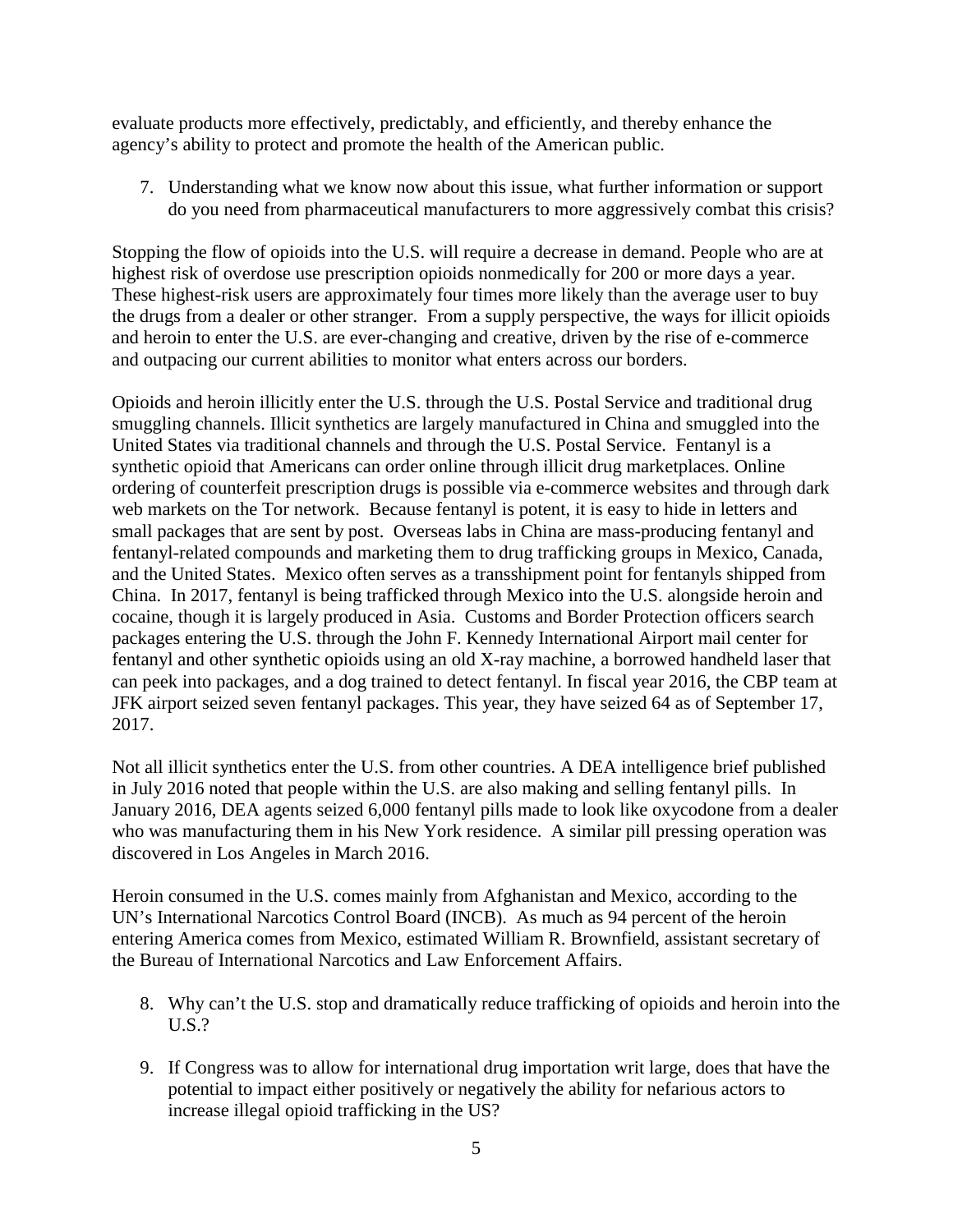evaluate products more effectively, predictably, and efficiently, and thereby enhance the agency's ability to protect and promote the health of the American public.

7. Understanding what we know now about this issue, what further information or support do you need from pharmaceutical manufacturers to more aggressively combat this crisis?

Stopping the flow of opioids into the U.S. will require a decrease in demand. People who are at highest risk of overdose use prescription opioids nonmedically for 200 or more days a year. These highest-risk users are approximately four times more likely than the average user to buy the drugs from a dealer or other stranger. From a supply perspective, the ways for illicit opioids and heroin to enter the U.S. are ever-changing and creative, driven by the rise of e-commerce and outpacing our current abilities to monitor what enters across our borders.

Opioids and heroin illicitly enter the U.S. through the U.S. Postal Service and traditional drug smuggling channels. Illicit synthetics are largely manufactured in China and smuggled into the United States via traditional channels and through the U.S. Postal Service. Fentanyl is a synthetic opioid that Americans can order online through illicit drug marketplaces. Online ordering of counterfeit prescription drugs is possible via e-commerce websites and through dark web markets on the Tor network. Because fentanyl is potent, it is easy to hide in letters and small packages that are sent by post. Overseas labs in China are mass-producing fentanyl and fentanyl-related compounds and marketing them to drug trafficking groups in Mexico, Canada, and the United States. Mexico often serves as a transshipment point for fentanyls shipped from China. In 2017, fentanyl is being trafficked through Mexico into the U.S. alongside heroin and cocaine, though it is largely produced in Asia. Customs and Border Protection officers search packages entering the U.S. through the John F. Kennedy International Airport mail center for fentanyl and other synthetic opioids using an old X-ray machine, a borrowed handheld laser that can peek into packages, and a dog trained to detect fentanyl. In fiscal year 2016, the CBP team at JFK airport seized seven fentanyl packages. This year, they have seized 64 as of September 17, 2017.

Not all illicit synthetics enter the U.S. from other countries. A DEA intelligence brief published in July 2016 noted that people within the U.S. are also making and selling fentanyl pills. In January 2016, DEA agents seized 6,000 fentanyl pills made to look like oxycodone from a dealer who was manufacturing them in his New York residence. A similar pill pressing operation was discovered in Los Angeles in March 2016.

Heroin consumed in the U.S. comes mainly from Afghanistan and Mexico, according to the UN's International Narcotics Control Board (INCB). As much as 94 percent of the heroin entering America comes from Mexico, estimated William R. Brownfield, assistant secretary of the Bureau of International Narcotics and Law Enforcement Affairs.

8. Why can't the U.S. stop and dramatically reduce trafficking of opioids and heroin into the U.S.?

9. If Congress was to allow for international drug importation writ large, does that have the potential to impact either positively or negatively the ability for nefarious actors to increase illegal opioid trafficking in the US?